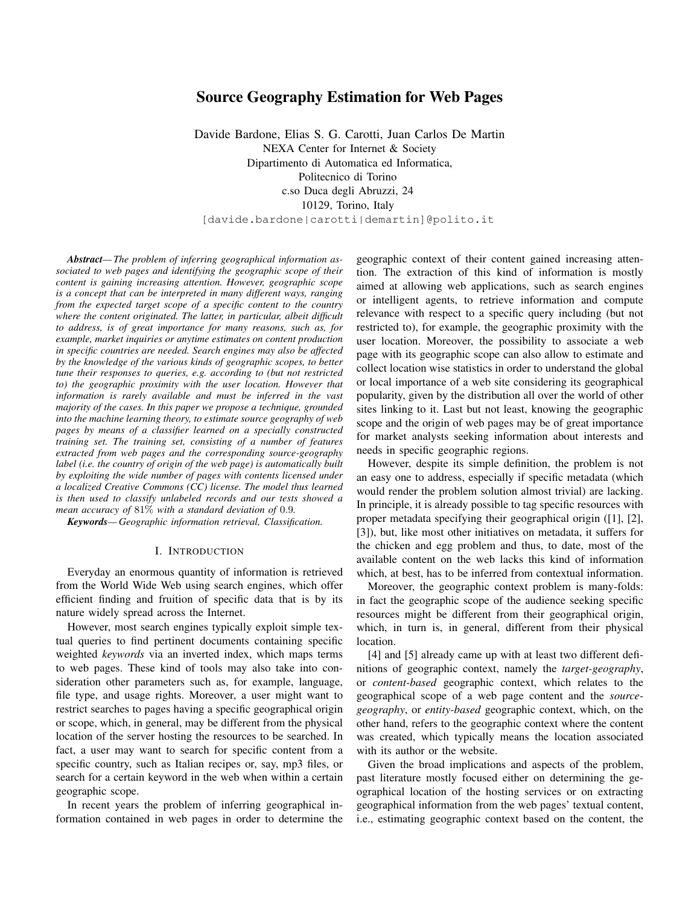# Source Geography Estimation for Web Pages

Davide Bardone, Elias S. G. Carotti, Juan Carlos De Martin
NEXA Center for Internet & Society
Dipartimento di Automatica ed Informatica,
Politecnico di Torino
c.so Duca degli Abruzzi, 24
10129, Torino, Italy
[davide.bardone|carotti|demartin]@polito.it

***Abstract*** *— The problem of inferring geographical information associated to web pages and identifying the geographic scope of their content is gaining increasing attention. However, geographic scope is a concept that can be interpreted in many different ways, ranging from the expected target scope of a specific content to the country where the content originated. The latter, in particular, albeit difficult to address, is of great importance for many reasons, such as, for example, market inquiries or anytime estimates on content production in specific countries are needed. Search engines may also be affected by the knowledge of the various kinds of geographic scopes, to better tune their responses to queries, e.g. according to (but not restricted to) the geographic proximity with the user location. However that information is rarely available and must be inferred in the vast majority of the cases. In this paper we propose a technique, grounded into the machine learning theory, to estimate source geography of web pages by means of a classifier learned on a specially constructed training set. The training set, consisting of a number of features extracted from web pages and the corresponding source-geography label (i.e. the country of origin of the web page) is automatically built by exploiting the wide number of pages with contents licensed under a localized Creative Commons (CC) license. The model thus learned is then used to classify unlabeled records and our tests showed a mean accuracy of* $81\%$ *with a standard deviation of* $0.9$*.*

***Keywords*** *— Geographic information retrieval, Classification.*

## I. Introduction

Everyday an enormous quantity of information is retrieved from the World Wide Web using search engines, which offer efficient finding and fruition of specific data that is by its nature widely spread across the Internet.

However, most search engines typically exploit simple textual queries to find pertinent documents containing specific weighted *keywords* via an inverted index, which maps terms to web pages. These kind of tools may also take into consideration other parameters such as, for example, language, file type, and usage rights. Moreover, a user might want to restrict searches to pages having a specific geographical origin or scope, which, in general, may be different from the physical location of the server hosting the resources to be searched. In fact, a user may want to search for specific content from a specific country, such as Italian recipes or, say, mp3 files, or search for a certain keyword in the web when within a certain geographic scope.

In recent years the problem of inferring geographical information contained in web pages in order to determine the geographic context of their content gained increasing attention. The extraction of this kind of information is mostly aimed at allowing web applications, such as search engines or intelligent agents, to retrieve information and compute relevance with respect to a specific query including (but not restricted to), for example, the geographic proximity with the user location. Moreover, the possibility to associate a web page with its geographic scope can also allow to estimate and collect location wise statistics in order to understand the global or local importance of a web site considering its geographical popularity, given by the distribution all over the world of other sites linking to it. Last but not least, knowing the geographic scope and the origin of web pages may be of great importance for market analysts seeking information about interests and needs in specific geographic regions.

However, despite its simple definition, the problem is not an easy one to address, especially if specific metadata (which would render the problem solution almost trivial) are lacking. In principle, it is already possible to tag specific resources with proper metadata specifying their geographical origin ([1], [2], [3]), but, like most other initiatives on metadata, it suffers for the chicken and egg problem and thus, to date, most of the available content on the web lacks this kind of information which, at best, has to be inferred from contextual information.

Moreover, the geographic context problem is many-folds: in fact the geographic scope of the audience seeking specific resources might be different from their geographical origin, which, in turn is, in general, different from their physical location.

[4] and [5] already came up with at least two different definitions of geographic context, namely the *target-geography*, or *content-based* geographic context, which relates to the geographical scope of a web page content and the *source-geography*, or *entity-based* geographic context, which, on the other hand, refers to the geographic context where the content was created, which typically means the location associated with its author or the website.

Given the broad implications and aspects of the problem, past literature mostly focused either on determining the geographical location of the hosting services or on extracting geographical information from the web pages' textual content, i.e., estimating geographic context based on the content, the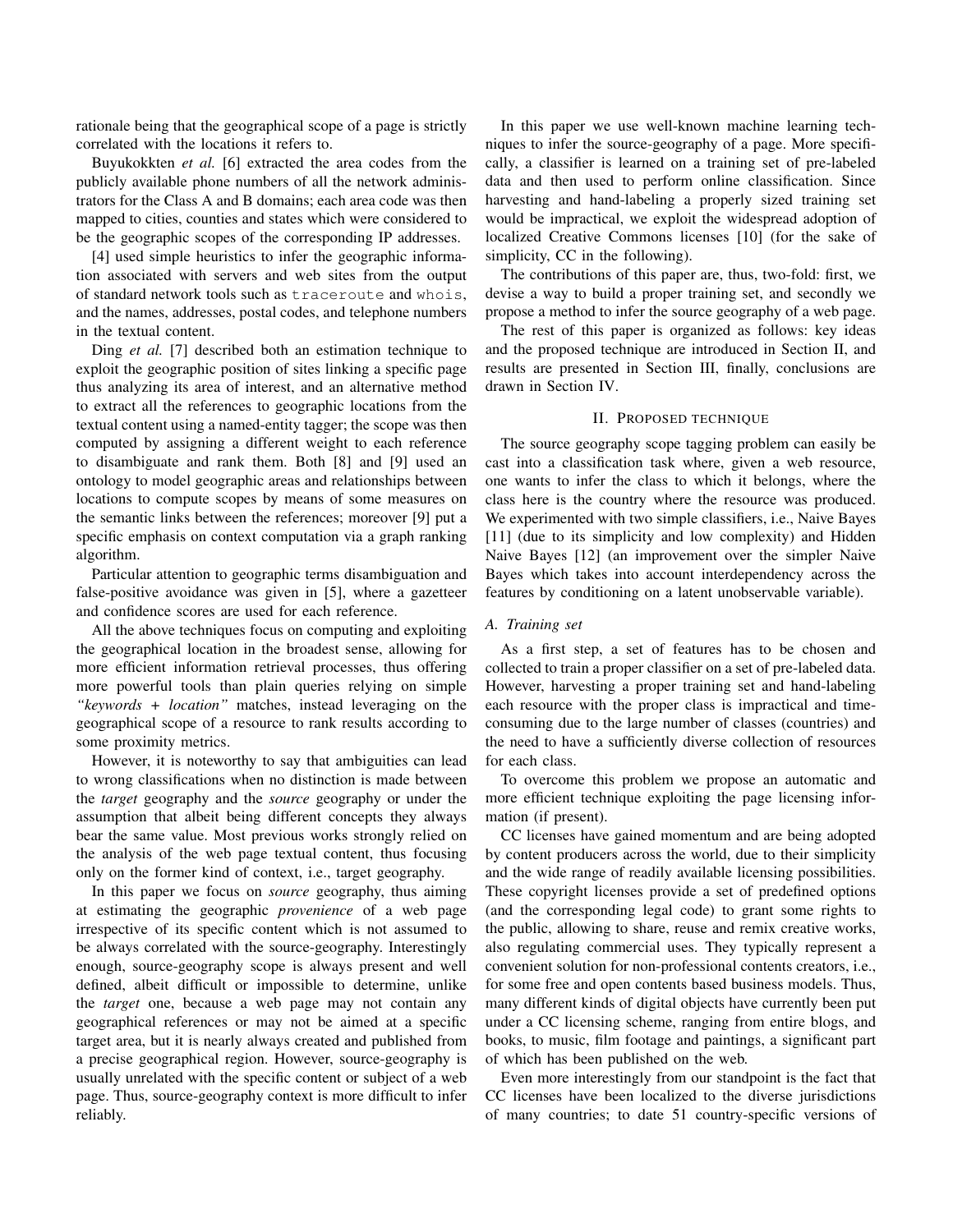rationale being that the geographical scope of a page is strictly correlated with the locations it refers to.

Buyukokkten *et al.* [6] extracted the area codes from the publicly available phone numbers of all the network administrators for the Class A and B domains; each area code was then mapped to cities, counties and states which were considered to be the geographic scopes of the corresponding IP addresses.

[4] used simple heuristics to infer the geographic information associated with servers and web sites from the output of standard network tools such as `traceroute` and `whois`, and the names, addresses, postal codes, and telephone numbers in the textual content.

Ding *et al.* [7] described both an estimation technique to exploit the geographic position of sites linking a specific page thus analyzing its area of interest, and an alternative method to extract all the references to geographic locations from the textual content using a named-entity tagger; the scope was then computed by assigning a different weight to each reference to disambiguate and rank them. Both [8] and [9] used an ontology to model geographic areas and relationships between locations to compute scopes by means of some measures on the semantic links between the references; moreover [9] put a specific emphasis on context computation via a graph ranking algorithm.

Particular attention to geographic terms disambiguation and false-positive avoidance was given in [5], where a gazetteer and confidence scores are used for each reference.

All the above techniques focus on computing and exploiting the geographical location in the broadest sense, allowing for more efficient information retrieval processes, thus offering more powerful tools than plain queries relying on simple *"keywords + location"* matches, instead leveraging on the geographical scope of a resource to rank results according to some proximity metrics.

However, it is noteworthy to say that ambiguities can lead to wrong classifications when no distinction is made between the *target* geography and the *source* geography or under the assumption that albeit being different concepts they always bear the same value. Most previous works strongly relied on the analysis of the web page textual content, thus focusing only on the former kind of context, i.e., target geography.

In this paper we focus on *source* geography, thus aiming at estimating the geographic *provenience* of a web page irrespective of its specific content which is not assumed to be always correlated with the source-geography. Interestingly enough, source-geography scope is always present and well defined, albeit difficult or impossible to determine, unlike the *target* one, because a web page may not contain any geographical references or may not be aimed at a specific target area, but it is nearly always created and published from a precise geographical region. However, source-geography is usually unrelated with the specific content or subject of a web page. Thus, source-geography context is more difficult to infer reliably.

In this paper we use well-known machine learning techniques to infer the source-geography of a page. More specifically, a classifier is learned on a training set of pre-labeled data and then used to perform online classification. Since harvesting and hand-labeling a properly sized training set would be impractical, we exploit the widespread adoption of localized Creative Commons licenses [10] (for the sake of simplicity, CC in the following).

The contributions of this paper are, thus, two-fold: first, we devise a way to build a proper training set, and secondly we propose a method to infer the source geography of a web page.

The rest of this paper is organized as follows: key ideas and the proposed technique are introduced in Section II, and results are presented in Section III, finally, conclusions are drawn in Section IV.

## II. Proposed technique

The source geography scope tagging problem can easily be cast into a classification task where, given a web resource, one wants to infer the class to which it belongs, where the class here is the country where the resource was produced. We experimented with two simple classifiers, i.e., Naive Bayes [11] (due to its simplicity and low complexity) and Hidden Naive Bayes [12] (an improvement over the simpler Naive Bayes which takes into account interdependency across the features by conditioning on a latent unobservable variable).

### A. Training set

As a first step, a set of features has to be chosen and collected to train a proper classifier on a set of pre-labeled data. However, harvesting a proper training set and hand-labeling each resource with the proper class is impractical and time-consuming due to the large number of classes (countries) and the need to have a sufficiently diverse collection of resources for each class.

To overcome this problem we propose an automatic and more efficient technique exploiting the page licensing information (if present).

CC licenses have gained momentum and are being adopted by content producers across the world, due to their simplicity and the wide range of readily available licensing possibilities. These copyright licenses provide a set of predefined options (and the corresponding legal code) to grant some rights to the public, allowing to share, reuse and remix creative works, also regulating commercial uses. They typically represent a convenient solution for non-professional contents creators, i.e., for some free and open contents based business models. Thus, many different kinds of digital objects have currently been put under a CC licensing scheme, ranging from entire blogs, and books, to music, film footage and paintings, a significant part of which has been published on the web.

Even more interestingly from our standpoint is the fact that CC licenses have been localized to the diverse jurisdictions of many countries; to date 51 country-specific versions of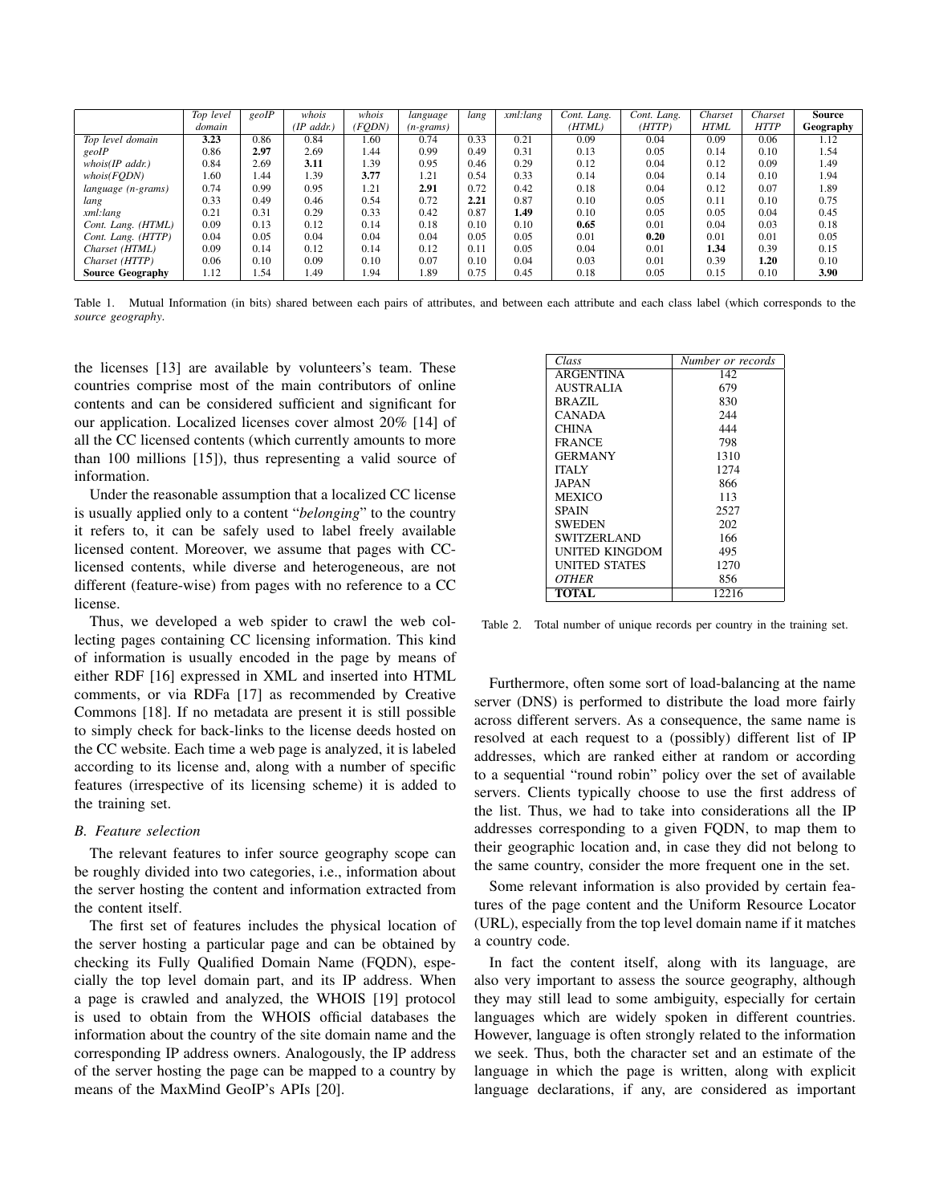| | *Top level domain* | *geoIP* | *whois (IP addr.)* | *whois (FQDN)* | *language (n-grams)* | *lang* | *xml:lang* | *Cont. Lang. (HTML)* | *Cont. Lang. (HTTP)* | *Charset HTML* | *Charset HTTP* | **Source Geography** |
|---|---|---|---|---|---|---|---|---|---|---|---|---|
| *Top level domain* | **3.23** | 0.86 | 0.84 | 1.60 | 0.74 | 0.33 | 0.21 | 0.09 | 0.04 | 0.09 | 0.06 | 1.12 |
| *geoIP* | 0.86 | **2.97** | 2.69 | 1.44 | 0.99 | 0.49 | 0.31 | 0.13 | 0.05 | 0.14 | 0.10 | 1.54 |
| *whois(IP addr.)* | 0.84 | 2.69 | **3.11** | 1.39 | 0.95 | 0.46 | 0.29 | 0.12 | 0.04 | 0.12 | 0.09 | 1.49 |
| *whois(FQDN)* | 1.60 | 1.44 | 1.39 | **3.77** | 1.21 | 0.54 | 0.33 | 0.14 | 0.04 | 0.14 | 0.10 | 1.94 |
| *language (n-grams)* | 0.74 | 0.99 | 0.95 | 1.21 | **2.91** | 0.72 | 0.42 | 0.18 | 0.04 | 0.12 | 0.07 | 1.89 |
| *lang* | 0.33 | 0.49 | 0.46 | 0.54 | 0.72 | **2.21** | 0.87 | 0.10 | 0.05 | 0.11 | 0.10 | 0.75 |
| *xml:lang* | 0.21 | 0.31 | 0.29 | 0.33 | 0.42 | 0.87 | **1.49** | 0.10 | 0.05 | 0.05 | 0.04 | 0.45 |
| *Cont. Lang. (HTML)* | 0.09 | 0.13 | 0.12 | 0.14 | 0.18 | 0.10 | 0.10 | **0.65** | 0.01 | 0.04 | 0.03 | 0.18 |
| *Cont. Lang. (HTTP)* | 0.04 | 0.05 | 0.04 | 0.04 | 0.04 | 0.05 | 0.05 | 0.01 | **0.20** | 0.01 | 0.01 | 0.05 |
| *Charset (HTML)* | 0.09 | 0.14 | 0.12 | 0.14 | 0.12 | 0.11 | 0.05 | 0.04 | 0.01 | **1.34** | 0.39 | 0.15 |
| *Charset (HTTP)* | 0.06 | 0.10 | 0.09 | 0.10 | 0.07 | 0.10 | 0.04 | 0.03 | 0.01 | 0.39 | **1.20** | 0.10 |
| **Source Geography** | 1.12 | 1.54 | 1.49 | 1.94 | 1.89 | 0.75 | 0.45 | 0.18 | 0.05 | 0.15 | 0.10 | **3.90** |

Table 1. Mutual Information (in bits) shared between each pairs of attributes, and between each attribute and each class label (which corresponds to the *source geography*.

the licenses [13] are available by volunteers's team. These countries comprise most of the main contributors of online contents and can be considered sufficient and significant for our application. Localized licenses cover almost 20% [14] of all the CC licensed contents (which currently amounts to more than 100 millions [15]), thus representing a valid source of information.

Under the reasonable assumption that a localized CC license is usually applied only to a content "*belonging*" to the country it refers to, it can be safely used to label freely available licensed content. Moreover, we assume that pages with CC-licensed contents, while diverse and heterogeneous, are not different (feature-wise) from pages with no reference to a CC license.

Thus, we developed a web spider to crawl the web collecting pages containing CC licensing information. This kind of information is usually encoded in the page by means of either RDF [16] expressed in XML and inserted into HTML comments, or via RDFa [17] as recommended by Creative Commons [18]. If no metadata are present it is still possible to simply check for back-links to the license deeds hosted on the CC website. Each time a web page is analyzed, it is labeled according to its license and, along with a number of specific features (irrespective of its licensing scheme) it is added to the training set.

### B. Feature selection

The relevant features to infer source geography scope can be roughly divided into two categories, i.e., information about the server hosting the content and information extracted from the content itself.

The first set of features includes the physical location of the server hosting a particular page and can be obtained by checking its Fully Qualified Domain Name (FQDN), especially the top level domain part, and its IP address. When a page is crawled and analyzed, the WHOIS [19] protocol is used to obtain from the WHOIS official databases the information about the country of the site domain name and the corresponding IP address owners. Analogously, the IP address of the server hosting the page can be mapped to a country by means of the MaxMind GeoIP's APIs [20].

| *Class* | *Number or records* |
|---|---|
| ARGENTINA | 142 |
| AUSTRALIA | 679 |
| BRAZIL | 830 |
| CANADA | 244 |
| CHINA | 444 |
| FRANCE | 798 |
| GERMANY | 1310 |
| ITALY | 1274 |
| JAPAN | 866 |
| MEXICO | 113 |
| SPAIN | 2527 |
| SWEDEN | 202 |
| SWITZERLAND | 166 |
| UNITED KINGDOM | 495 |
| UNITED STATES | 1270 |
| *OTHER* | 856 |
| **TOTAL** | 12216 |

Table 2. Total number of unique records per country in the training set.

Furthermore, often some sort of load-balancing at the name server (DNS) is performed to distribute the load more fairly across different servers. As a consequence, the same name is resolved at each request to a (possibly) different list of IP addresses, which are ranked either at random or according to a sequential "round robin" policy over the set of available servers. Clients typically choose to use the first address of the list. Thus, we had to take into considerations all the IP addresses corresponding to a given FQDN, to map them to their geographic location and, in case they did not belong to the same country, consider the more frequent one in the set.

Some relevant information is also provided by certain features of the page content and the Uniform Resource Locator (URL), especially from the top level domain name if it matches a country code.

In fact the content itself, along with its language, are also very important to assess the source geography, although they may still lead to some ambiguity, especially for certain languages which are widely spoken in different countries. However, language is often strongly related to the information we seek. Thus, both the character set and an estimate of the language in which the page is written, along with explicit language declarations, if any, are considered as important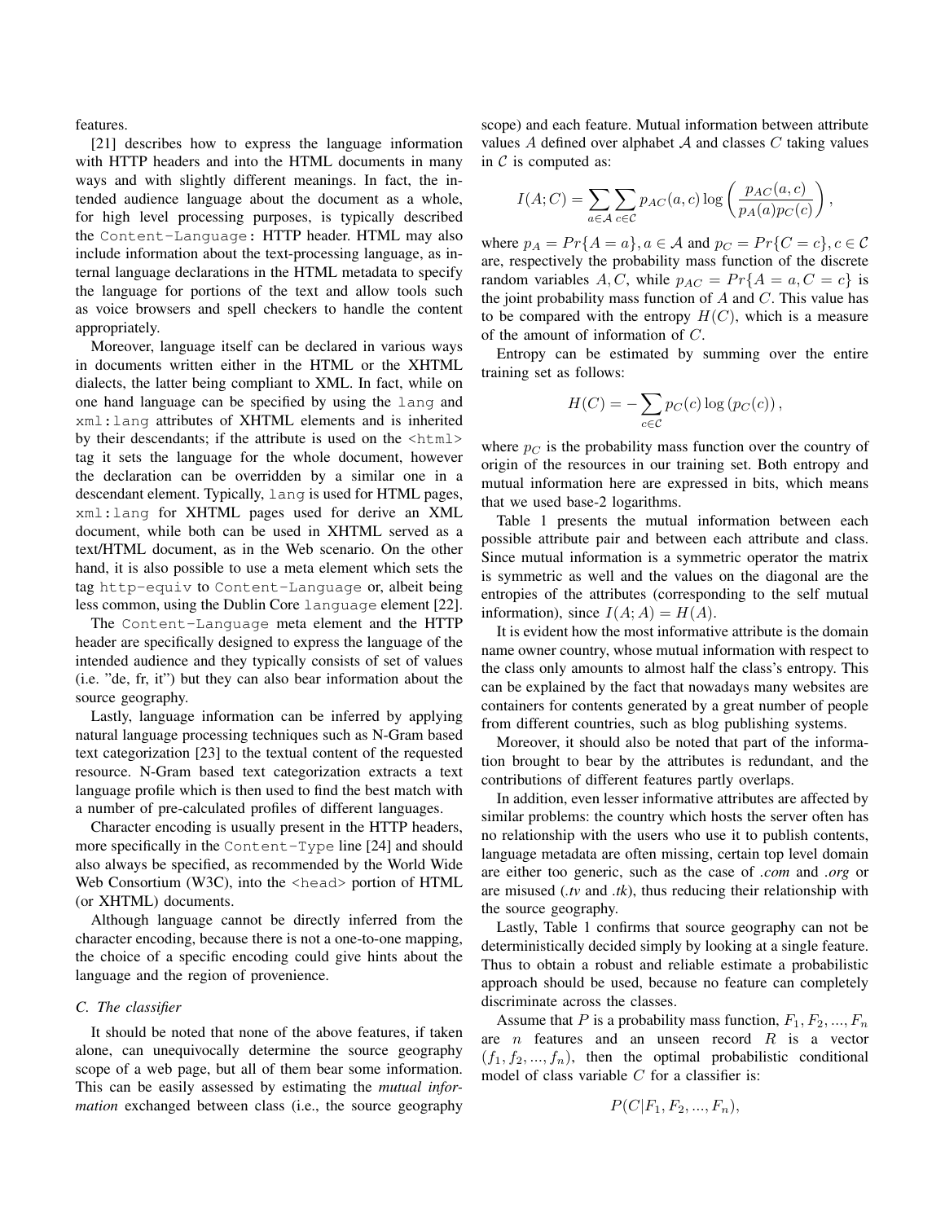features.

[21] describes how to express the language information with HTTP headers and into the HTML documents in many ways and with slightly different meanings. In fact, the intended audience language about the document as a whole, for high level processing purposes, is typically described the `Content-Language:` HTTP header. HTML may also include information about the text-processing language, as internal language declarations in the HTML metadata to specify the language for portions of the text and allow tools such as voice browsers and spell checkers to handle the content appropriately.

Moreover, language itself can be declared in various ways in documents written either in the HTML or the XHTML dialects, the latter being compliant to XML. In fact, while on one hand language can be specified by using the `lang` and `xml:lang` attributes of XHTML elements and is inherited by their descendants; if the attribute is used on the `<html>` tag it sets the language for the whole document, however the declaration can be overridden by a similar one in a descendant element. Typically, `lang` is used for HTML pages, `xml:lang` for XHTML pages used for derive an XML document, while both can be used in XHTML served as a text/HTML document, as in the Web scenario. On the other hand, it is also possible to use a meta element which sets the tag `http-equiv` to `Content-Language` or, albeit being less common, using the Dublin Core `language` element [22].

The `Content-Language` meta element and the HTTP header are specifically designed to express the language of the intended audience and they typically consists of set of values (i.e. "de, fr, it") but they can also bear information about the source geography.

Lastly, language information can be inferred by applying natural language processing techniques such as N-Gram based text categorization [23] to the textual content of the requested resource. N-Gram based text categorization extracts a text language profile which is then used to find the best match with a number of pre-calculated profiles of different languages.

Character encoding is usually present in the HTTP headers, more specifically in the `Content-Type` line [24] and should also always be specified, as recommended by the World Wide Web Consortium (W3C), into the `<head>` portion of HTML (or XHTML) documents.

Although language cannot be directly inferred from the character encoding, because there is not a one-to-one mapping, the choice of a specific encoding could give hints about the language and the region of provenience.

### C. The classifier

It should be noted that none of the above features, if taken alone, can unequivocally determine the source geography scope of a web page, but all of them bear some information. This can be easily assessed by estimating the *mutual information* exchanged between class (i.e., the source geography scope) and each feature. Mutual information between attribute values $A$ defined over alphabet $\mathcal{A}$ and classes $C$ taking values in $\mathcal{C}$ is computed as:

$$I(A;C) = \sum_{a \in \mathcal{A}} \sum_{c \in \mathcal{C}} p_{AC}(a,c) \log\left(\frac{p_{AC}(a,c)}{p_A(a) p_C(c)}\right),$$

where $p_A = Pr\{A = a\}, a \in \mathcal{A}$ and $p_C = Pr\{C = c\}, c \in \mathcal{C}$ are, respectively the probability mass function of the discrete random variables $A, C$, while $p_{AC} = Pr\{A = a, C = c\}$ is the joint probability mass function of $A$ and $C$. This value has to be compared with the entropy $H(C)$, which is a measure of the amount of information of $C$.

Entropy can be estimated by summing over the entire training set as follows:

$$H(C) = -\sum_{c \in \mathcal{C}} p_C(c) \log\left(p_C(c)\right),$$

where $p_C$ is the probability mass function over the country of origin of the resources in our training set. Both entropy and mutual information here are expressed in bits, which means that we used base-2 logarithms.

Table 1 presents the mutual information between each possible attribute pair and between each attribute and class. Since mutual information is a symmetric operator the matrix is symmetric as well and the values on the diagonal are the entropies of the attributes (corresponding to the self mutual information), since $I(A;A) = H(A)$.

It is evident how the most informative attribute is the domain name owner country, whose mutual information with respect to the class only amounts to almost half the class's entropy. This can be explained by the fact that nowadays many websites are containers for contents generated by a great number of people from different countries, such as blog publishing systems.

Moreover, it should also be noted that part of the information brought to bear by the attributes is redundant, and the contributions of different features partly overlaps.

In addition, even lesser informative attributes are affected by similar problems: the country which hosts the server often has no relationship with the users who use it to publish contents, language metadata are often missing, certain top level domain are either too generic, such as the case of *.com* and *.org* or are misused (*.tv* and *.tk*), thus reducing their relationship with the source geography.

Lastly, Table 1 confirms that source geography can not be deterministically decided simply by looking at a single feature. Thus to obtain a robust and reliable estimate a probabilistic approach should be used, because no feature can completely discriminate across the classes.

Assume that $P$ is a probability mass function, $F_1, F_2, ..., F_n$ are $n$ features and an unseen record $R$ is a vector $(f_1, f_2, ..., f_n)$, then the optimal probabilistic conditional model of class variable $C$ for a classifier is:

$$P(C|F_1, F_2, ..., F_n),$$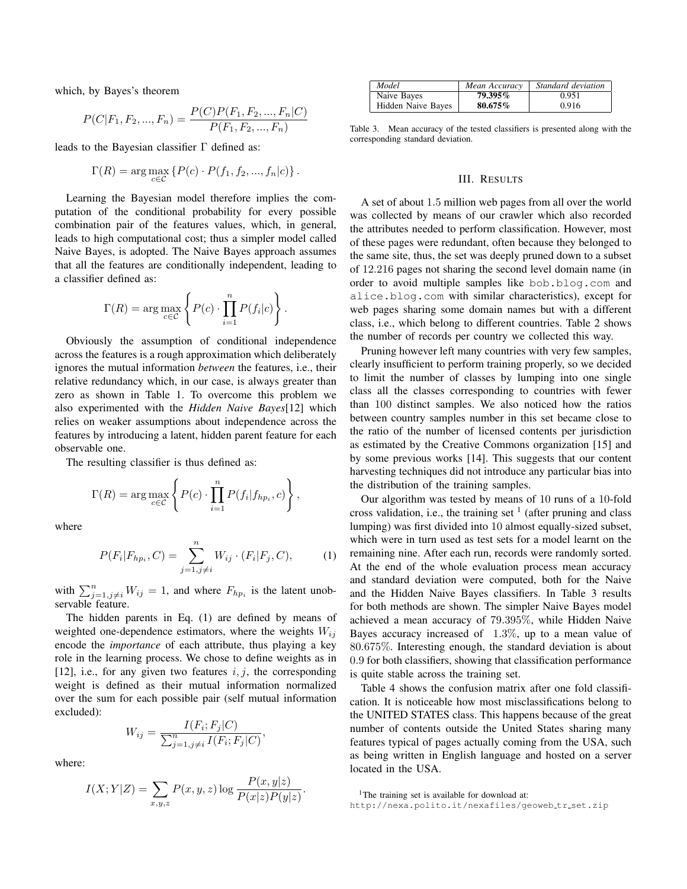which, by Bayes's theorem

$$P(C|F_1, F_2, ..., F_n) = \frac{P(C)P(F_1, F_2, ..., F_n|C)}{P(F_1, F_2, ..., F_n)}$$

leads to the Bayesian classifier $\Gamma$ defined as:

$$\Gamma(R) = \arg\max_{c \in \mathcal{C}} \left\{ P(c) \cdot P(f_1, f_2, ..., f_n|c) \right\}.$$

Learning the Bayesian model therefore implies the computation of the conditional probability for every possible combination pair of the features values, which, in general, leads to high computational cost; thus a simpler model called Naive Bayes, is adopted. The Naive Bayes approach assumes that all the features are conditionally independent, leading to a classifier defined as:

$$\Gamma(R) = \arg\max_{c \in \mathcal{C}} \left\{ P(c) \cdot \prod_{i=1}^{n} P(f_i|c) \right\}.$$

Obviously the assumption of conditional independence across the features is a rough approximation which deliberately ignores the mutual information *between* the features, i.e., their relative redundancy which, in our case, is always greater than zero as shown in Table 1. To overcome this problem we also experimented with the ***Hidden Naive Bayes***[12] which relies on weaker assumptions about independence across the features by introducing a latent, hidden parent feature for each observable one.

The resulting classifier is thus defined as:

$$\Gamma(R) = \arg\max_{c \in \mathcal{C}} \left\{ P(c) \cdot \prod_{i=1}^{n} P(f_i|f_{hp_i}, c) \right\},$$

where

$$P(F_i|F_{hp_i}, C) = \sum_{j=1, j \neq i}^{n} W_{ij} \cdot (F_i|F_j, C), \tag{1}$$

with $\sum_{j=1,j\neq i}^{n} W_{ij} = 1$, and where $F_{hp_i}$ is the latent unobservable feature.

The hidden parents in Eq. (1) are defined by means of weighted one-dependence estimators, where the weights $W_{ij}$ encode the *importance* of each attribute, thus playing a key role in the learning process. We chose to define weights as in [12], i.e., for any given two features $i, j$, the corresponding weight is defined as their mutual information normalized over the sum for each possible pair (self mutual information excluded):

$$W_{ij} = \frac{I(F_i; F_j|C)}{\sum_{j=1,j\neq i}^{n} I(F_i; F_j|C)},$$

where:

$$I(X; Y|Z) = \sum_{x,y,z} P(x, y, z) \log \frac{P(x, y|z)}{P(x|z)P(y|z)}.$$

| *Model* | *Mean Accuracy* | *Standard deviation* |
|---|---|---|
| Naive Bayes | **79.395%** | 0.951 |
| Hidden Naive Bayes | **80.675%** | 0.916 |

Table 3. Mean accuracy of the tested classifiers is presented along with the corresponding standard deviation.

## III. RESULTS

A set of about 1.5 million web pages from all over the world was collected by means of our crawler which also recorded the attributes needed to perform classification. However, most of these pages were redundant, often because they belonged to the same site, thus, the set was deeply pruned down to a subset of 12.216 pages not sharing the second level domain name (in order to avoid multiple samples like `bob.blog.com` and `alice.blog.com` with similar characteristics), except for web pages sharing some domain names but with a different class, i.e., which belong to different countries. Table 2 shows the number of records per country we collected this way.

Pruning however left many countries with very few samples, clearly insufficient to perform training properly, so we decided to limit the number of classes by lumping into one single class all the classes corresponding to countries with fewer than 100 distinct samples. We also noticed how the ratios between country samples number in this set became close to the ratio of the number of licensed contents per jurisdiction as estimated by the Creative Commons organization [15] and by some previous works [14]. This suggests that our content harvesting techniques did not introduce any particular bias into the distribution of the training samples.

Our algorithm was tested by means of 10 runs of a 10-fold cross validation, i.e., the training set [1] (after pruning and class lumping) was first divided into 10 almost equally-sized subset, which were in turn used as test sets for a model learnt on the remaining nine. After each run, records were randomly sorted. At the end of the whole evaluation process mean accuracy and standard deviation were computed, both for the Naive and the Hidden Naive Bayes classifiers. In Table 3 results for both methods are shown. The simpler Naive Bayes model achieved a mean accuracy of 79.395%, while Hidden Naive Bayes accuracy increased of 1.3%, up to a mean value of 80.675%. Interesting enough, the standard deviation is about 0.9 for both classifiers, showing that classification performance is quite stable across the training set.

Table 4 shows the confusion matrix after one fold classification. It is noticeable how most misclassifications belong to the UNITED STATES class. This happens because of the great number of contents outside the United States sharing many features typical of pages actually coming from the USA, such as being written in English language and hosted on a server located in the USA.

[1] The training set is available for download at: `http://nexa.polito.it/nexafiles/geoweb_tr_set.zip`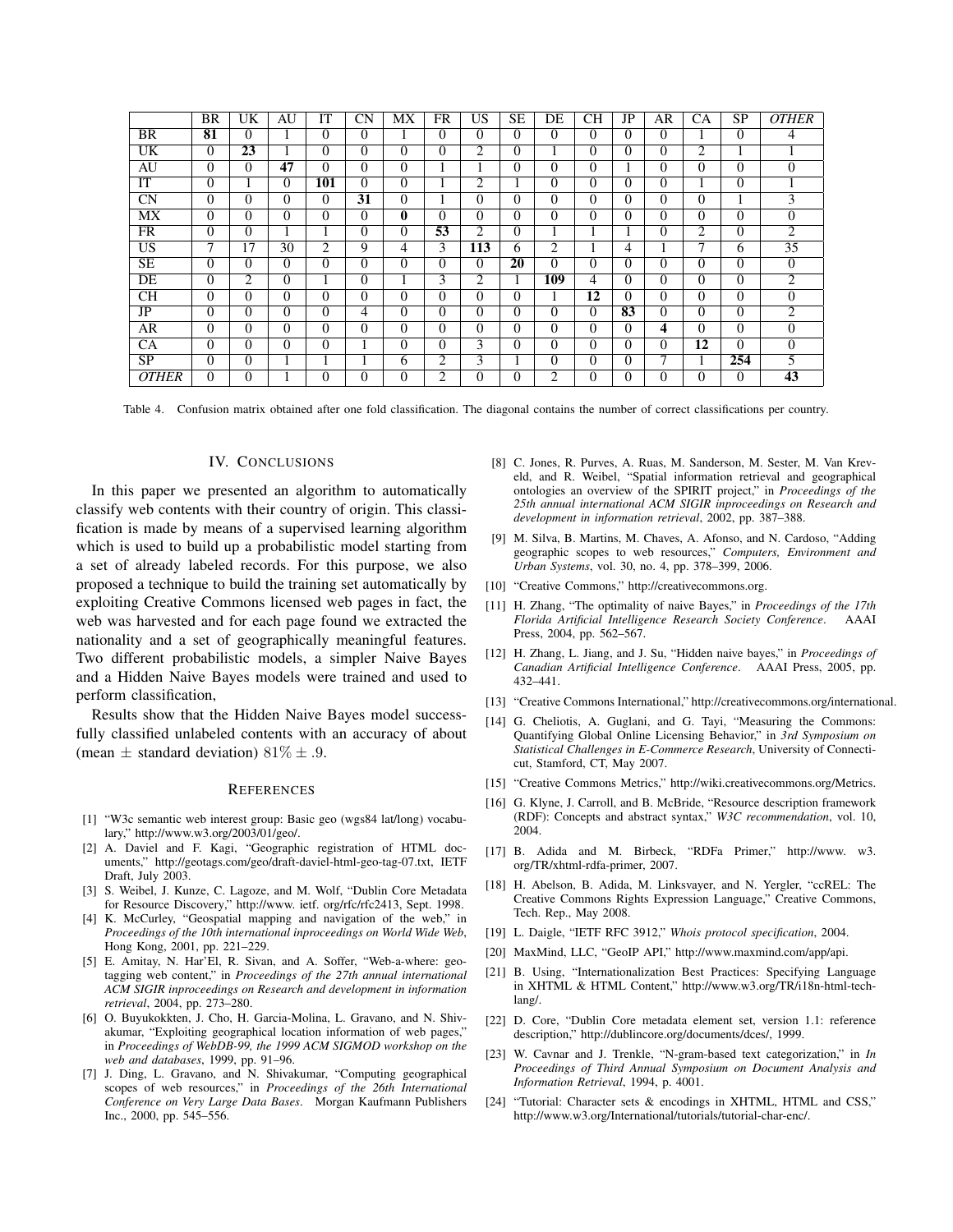| | BR | UK | AU | IT | CN | MX | FR | US | SE | DE | CH | JP | AR | CA | SP | *OTHER* |
|---|---|---|---|---|---|---|---|---|---|---|---|---|---|---|---|---|
| BR | **81** | 0 | 1 | 0 | 0 | 1 | 0 | 0 | 0 | 0 | 0 | 0 | 0 | 1 | 0 | 4 |
| UK | 0 | **23** | 1 | 0 | 0 | 0 | 0 | 2 | 0 | 1 | 0 | 0 | 0 | 2 | 1 | 1 |
| AU | 0 | 0 | **47** | 0 | 0 | 0 | 1 | 1 | 0 | 0 | 0 | 1 | 0 | 0 | 0 | 0 |
| IT | 0 | 1 | 0 | **101** | 0 | 0 | 1 | 2 | 1 | 0 | 0 | 0 | 0 | 1 | 0 | 1 |
| CN | 0 | 0 | 0 | 0 | **31** | 0 | 1 | 0 | 0 | 0 | 0 | 0 | 0 | 0 | 1 | 3 |
| MX | 0 | 0 | 0 | 0 | 0 | **0** | 0 | 0 | 0 | 0 | 0 | 0 | 0 | 0 | 0 | 0 |
| FR | 0 | 0 | 1 | 1 | 0 | 0 | **53** | 2 | 0 | 1 | 1 | 1 | 0 | 2 | 0 | 2 |
| US | 7 | 17 | 30 | 2 | 9 | 4 | 3 | **113** | 6 | 2 | 1 | 4 | 1 | 7 | 6 | 35 |
| SE | 0 | 0 | 0 | 0 | 0 | 0 | 0 | 0 | **20** | 0 | 0 | 0 | 0 | 0 | 0 | 0 |
| DE | 0 | 2 | 0 | 1 | 0 | 1 | 3 | 2 | 1 | **109** | 4 | 0 | 0 | 0 | 0 | 2 |
| CH | 0 | 0 | 0 | 0 | 0 | 0 | 0 | 0 | 0 | 1 | **12** | 0 | 0 | 0 | 0 | 0 |
| JP | 0 | 0 | 0 | 0 | 4 | 0 | 0 | 0 | 0 | 0 | 0 | **83** | 0 | 0 | 0 | 2 |
| AR | 0 | 0 | 0 | 0 | 0 | 0 | 0 | 0 | 0 | 0 | 0 | 0 | **4** | 0 | 0 | 0 |
| CA | 0 | 0 | 0 | 0 | 1 | 0 | 0 | 3 | 0 | 0 | 0 | 0 | 0 | **12** | 0 | 0 |
| SP | 0 | 0 | 1 | 1 | 1 | 6 | 2 | 3 | 1 | 0 | 0 | 0 | 7 | 1 | **254** | 5 |
| *OTHER* | 0 | 0 | 1 | 0 | 0 | 0 | 2 | 0 | 0 | 2 | 0 | 0 | 0 | 0 | 0 | **43** |

Table 4. Confusion matrix obtained after one fold classification. The diagonal contains the number of correct classifications per country.

## IV. Conclusions

In this paper we presented an algorithm to automatically classify web contents with their country of origin. This classification is made by means of a supervised learning algorithm which is used to build up a probabilistic model starting from a set of already labeled records. For this purpose, we also proposed a technique to build the training set automatically by exploiting Creative Commons licensed web pages in fact, the web was harvested and for each page found we extracted the nationality and a set of geographically meaningful features. Two different probabilistic models, a simpler Naive Bayes and a Hidden Naive Bayes models were trained and used to perform classification,

Results show that the Hidden Naive Bayes model successfully classified unlabeled contents with an accuracy of about (mean $\pm$ standard deviation) $81\% \pm .9$.

## References

[1] "W3c semantic web interest group: Basic geo (wgs84 lat/long) vocabulary," http://www.w3.org/2003/01/geo/.

[2] A. Daviel and F. Kagi, "Geographic registration of HTML documents," http://geotags.com/geo/draft-daviel-html-geo-tag-07.txt, IETF Draft, July 2003.

[3] S. Weibel, J. Kunze, C. Lagoze, and M. Wolf, "Dublin Core Metadata for Resource Discovery," http://www. ietf. org/rfc/rfc2413, Sept. 1998.

[4] K. McCurley, "Geospatial mapping and navigation of the web," in *Proceedings of the 10th international inproceedings on World Wide Web*, Hong Kong, 2001, pp. 221–229.

[5] E. Amitay, N. Har'El, R. Sivan, and A. Soffer, "Web-a-where: geotagging web content," in *Proceedings of the 27th annual international ACM SIGIR inproceedings on Research and development in information retrieval*, 2004, pp. 273–280.

[6] O. Buyukokkten, J. Cho, H. Garcia-Molina, L. Gravano, and N. Shivakumar, "Exploiting geographical location information of web pages," in *Proceedings of WebDB-99, the 1999 ACM SIGMOD workshop on the web and databases*, 1999, pp. 91–96.

[7] J. Ding, L. Gravano, and N. Shivakumar, "Computing geographical scopes of web resources," in *Proceedings of the 26th International Conference on Very Large Data Bases*. Morgan Kaufmann Publishers Inc., 2000, pp. 545–556.

[8] C. Jones, R. Purves, A. Ruas, M. Sanderson, M. Sester, M. Van Kreveld, and R. Weibel, "Spatial information retrieval and geographical ontologies an overview of the SPIRIT project," in *Proceedings of the 25th annual international ACM SIGIR inproceedings on Research and development in information retrieval*, 2002, pp. 387–388.

[9] M. Silva, B. Martins, M. Chaves, A. Afonso, and N. Cardoso, "Adding geographic scopes to web resources," *Computers, Environment and Urban Systems*, vol. 30, no. 4, pp. 378–399, 2006.

[10] "Creative Commons," http://creativecommons.org.

[11] H. Zhang, "The optimality of naive Bayes," in *Proceedings of the 17th Florida Artificial Intelligence Research Society Conference*. AAAI Press, 2004, pp. 562–567.

[12] H. Zhang, L. Jiang, and J. Su, "Hidden naive bayes," in *Proceedings of Canadian Artificial Intelligence Conference*. AAAI Press, 2005, pp. 432–441.

[13] "Creative Commons International," http://creativecommons.org/international.

[14] G. Cheliotis, A. Guglani, and G. Tayi, "Measuring the Commons: Quantifying Global Online Licensing Behavior," in *3rd Symposium on Statistical Challenges in E-Commerce Research*, University of Connecticut, Stamford, CT, May 2007.

[15] "Creative Commons Metrics," http://wiki.creativecommons.org/Metrics.

[16] G. Klyne, J. Carroll, and B. McBride, "Resource description framework (RDF): Concepts and abstract syntax," *W3C recommendation*, vol. 10, 2004.

[17] B. Adida and M. Birbeck, "RDFa Primer," http://www. w3. org/TR/xhtml-rdfa-primer, 2007.

[18] H. Abelson, B. Adida, M. Linksvayer, and N. Yergler, "ccREL: The Creative Commons Rights Expression Language," Creative Commons, Tech. Rep., May 2008.

[19] L. Daigle, "IETF RFC 3912," *Whois protocol specification*, 2004.

[20] MaxMind, LLC, "GeoIP API," http://www.maxmind.com/app/api.

[21] B. Using, "Internationalization Best Practices: Specifying Language in XHTML & HTML Content," http://www.w3.org/TR/i18n-html-tech-lang/.

[22] D. Core, "Dublin Core metadata element set, version 1.1: reference description," http://dublincore.org/documents/dces/, 1999.

[23] W. Cavnar and J. Trenkle, "N-gram-based text categorization," in *In Proceedings of Third Annual Symposium on Document Analysis and Information Retrieval*, 1994, p. 4001.

[24] "Tutorial: Character sets & encodings in XHTML, HTML and CSS," http://www.w3.org/International/tutorials/tutorial-char-enc/.